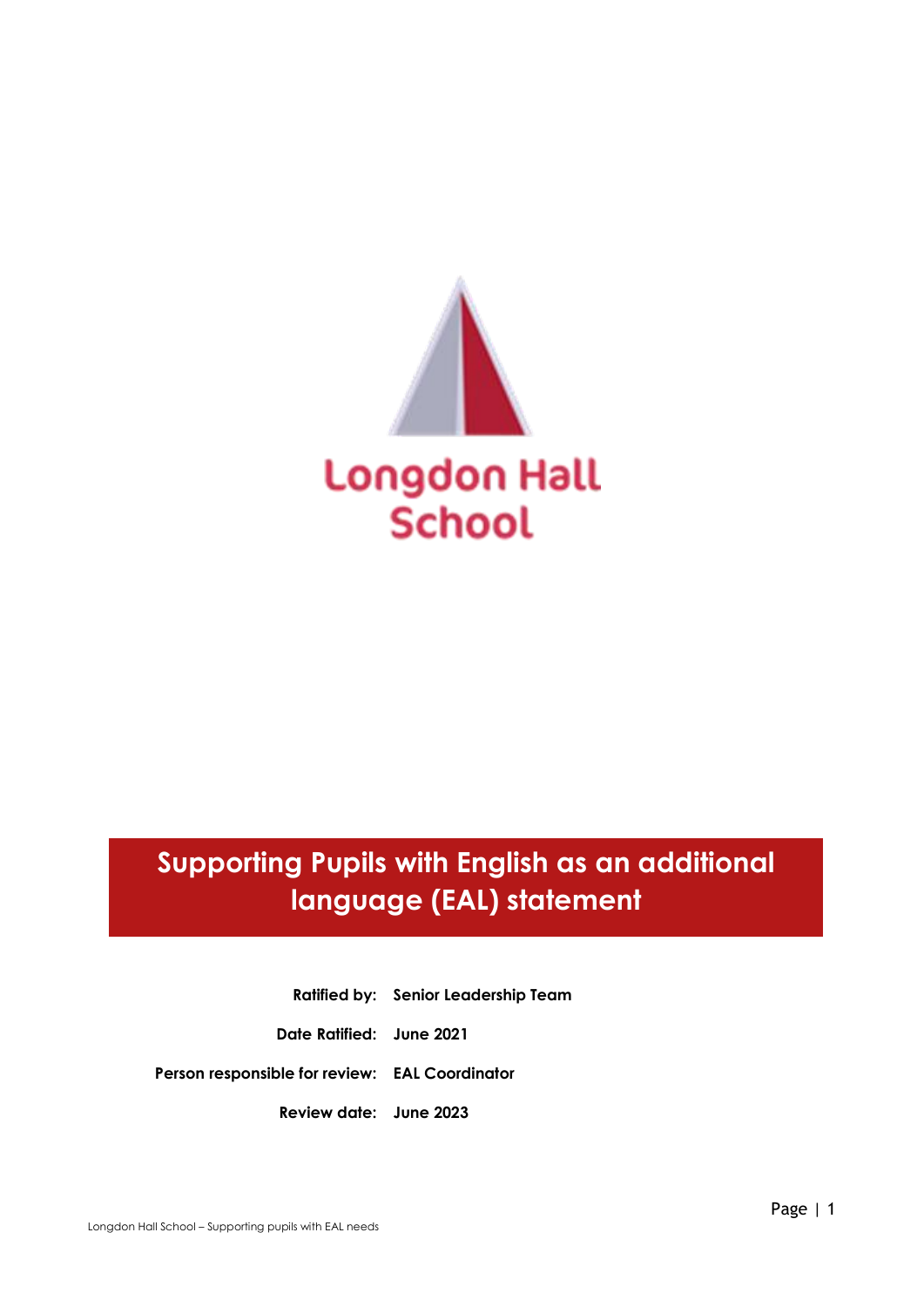Longdon Hall School

# Supporting Pupils with English as an additional language (EAL) statement

| | |
|---|---|
| **Ratified by:** | **Senior Leadership Team** |
| **Date Ratified:** | **June 2021** |
| **Person responsible for review:** | **EAL Coordinator** |
| **Review date:** | **June 2023** |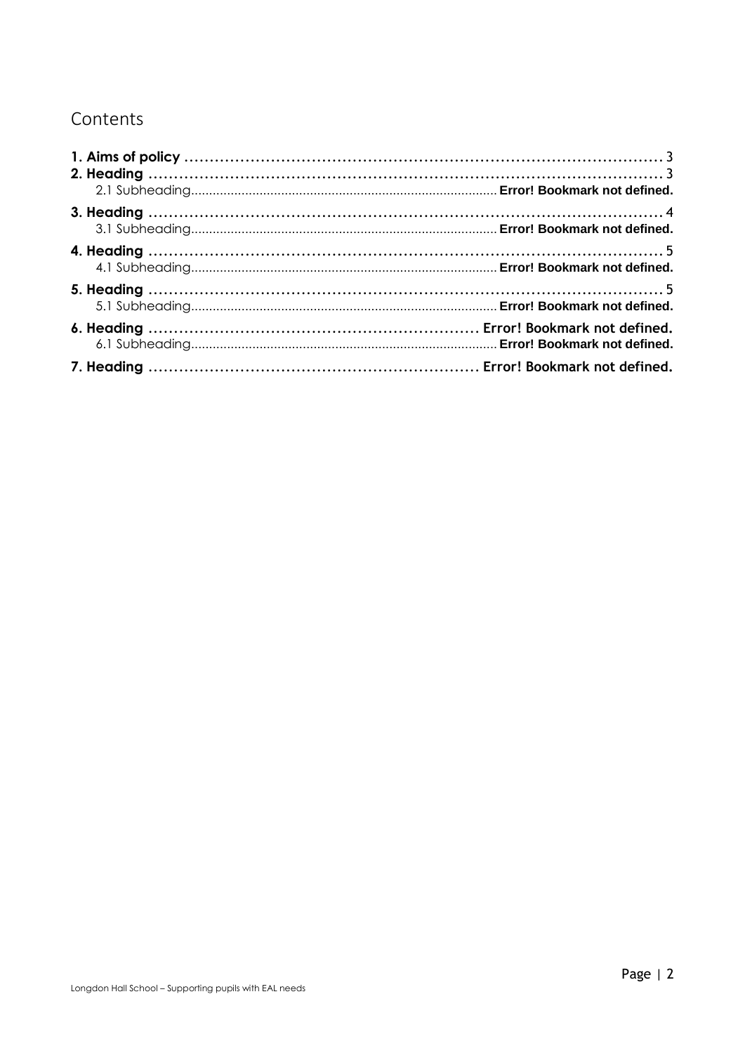## Contents

**1. Aims of policy** ........................................................................................ 3

**2. Heading** ........................................................................................ 3

2.1 Subheading........................................................................................ **Error! Bookmark not defined.**

**3. Heading** ........................................................................................ 4

3.1 Subheading........................................................................................ **Error! Bookmark not defined.**

**4. Heading** ........................................................................................ 5

4.1 Subheading........................................................................................ **Error! Bookmark not defined.**

**5. Heading** ........................................................................................ 5

5.1 Subheading........................................................................................ **Error! Bookmark not defined.**

**6. Heading** ........................................................................................ **Error! Bookmark not defined.**

6.1 Subheading........................................................................................ **Error! Bookmark not defined.**

**7. Heading** ........................................................................................ **Error! Bookmark not defined.**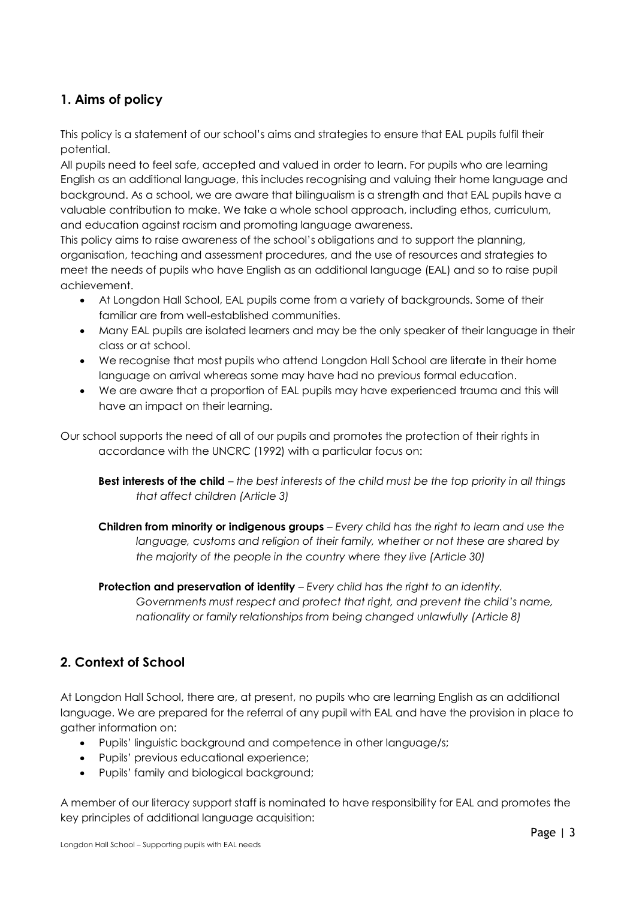## 1. Aims of policy

This policy is a statement of our school's aims and strategies to ensure that EAL pupils fulfil their potential.

All pupils need to feel safe, accepted and valued in order to learn. For pupils who are learning English as an additional language, this includes recognising and valuing their home language and background. As a school, we are aware that bilingualism is a strength and that EAL pupils have a valuable contribution to make. We take a whole school approach, including ethos, curriculum, and education against racism and promoting language awareness.

This policy aims to raise awareness of the school's obligations and to support the planning, organisation, teaching and assessment procedures, and the use of resources and strategies to meet the needs of pupils who have English as an additional language (EAL) and so to raise pupil achievement.

- At Longdon Hall School, EAL pupils come from a variety of backgrounds. Some of their familiar are from well-established communities.
- Many EAL pupils are isolated learners and may be the only speaker of their language in their class or at school.
- We recognise that most pupils who attend Longdon Hall School are literate in their home language on arrival whereas some may have had no previous formal education.
- We are aware that a proportion of EAL pupils may have experienced trauma and this will have an impact on their learning.

Our school supports the need of all of our pupils and promotes the protection of their rights in accordance with the UNCRC (1992) with a particular focus on:

**Best interests of the child** – *the best interests of the child must be the top priority in all things that affect children (Article 3)*

**Children from minority or indigenous groups** – *Every child has the right to learn and use the language, customs and religion of their family, whether or not these are shared by the majority of the people in the country where they live (Article 30)*

**Protection and preservation of identity** – *Every child has the right to an identity. Governments must respect and protect that right, and prevent the child's name, nationality or family relationships from being changed unlawfully (Article 8)*

## 2. Context of School

At Longdon Hall School, there are, at present, no pupils who are learning English as an additional language. We are prepared for the referral of any pupil with EAL and have the provision in place to gather information on:

- Pupils' linguistic background and competence in other language/s;
- Pupils' previous educational experience;
- Pupils' family and biological background;

A member of our literacy support staff is nominated to have responsibility for EAL and promotes the key principles of additional language acquisition: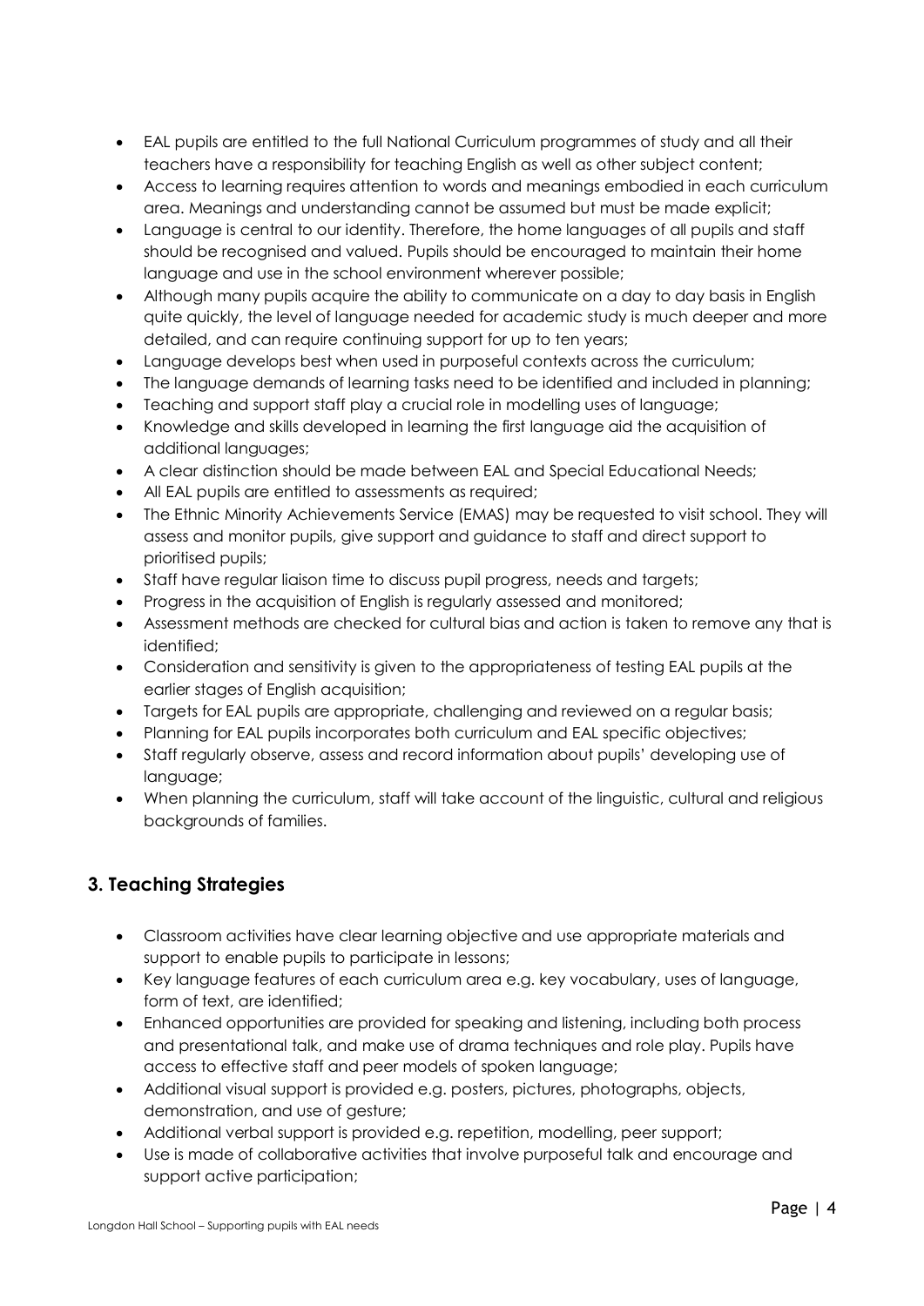- EAL pupils are entitled to the full National Curriculum programmes of study and all their teachers have a responsibility for teaching English as well as other subject content;
- Access to learning requires attention to words and meanings embodied in each curriculum area. Meanings and understanding cannot be assumed but must be made explicit;
- Language is central to our identity. Therefore, the home languages of all pupils and staff should be recognised and valued. Pupils should be encouraged to maintain their home language and use in the school environment wherever possible;
- Although many pupils acquire the ability to communicate on a day to day basis in English quite quickly, the level of language needed for academic study is much deeper and more detailed, and can require continuing support for up to ten years;
- Language develops best when used in purposeful contexts across the curriculum;
- The language demands of learning tasks need to be identified and included in planning;
- Teaching and support staff play a crucial role in modelling uses of language;
- Knowledge and skills developed in learning the first language aid the acquisition of additional languages;
- A clear distinction should be made between EAL and Special Educational Needs;
- All EAL pupils are entitled to assessments as required;
- The Ethnic Minority Achievements Service (EMAS) may be requested to visit school. They will assess and monitor pupils, give support and guidance to staff and direct support to prioritised pupils;
- Staff have regular liaison time to discuss pupil progress, needs and targets;
- Progress in the acquisition of English is regularly assessed and monitored;
- Assessment methods are checked for cultural bias and action is taken to remove any that is identified;
- Consideration and sensitivity is given to the appropriateness of testing EAL pupils at the earlier stages of English acquisition;
- Targets for EAL pupils are appropriate, challenging and reviewed on a regular basis;
- Planning for EAL pupils incorporates both curriculum and EAL specific objectives;
- Staff regularly observe, assess and record information about pupils' developing use of language;
- When planning the curriculum, staff will take account of the linguistic, cultural and religious backgrounds of families.

## 3. Teaching Strategies

- Classroom activities have clear learning objective and use appropriate materials and support to enable pupils to participate in lessons;
- Key language features of each curriculum area e.g. key vocabulary, uses of language, form of text, are identified;
- Enhanced opportunities are provided for speaking and listening, including both process and presentational talk, and make use of drama techniques and role play. Pupils have access to effective staff and peer models of spoken language;
- Additional visual support is provided e.g. posters, pictures, photographs, objects, demonstration, and use of gesture;
- Additional verbal support is provided e.g. repetition, modelling, peer support;
- Use is made of collaborative activities that involve purposeful talk and encourage and support active participation;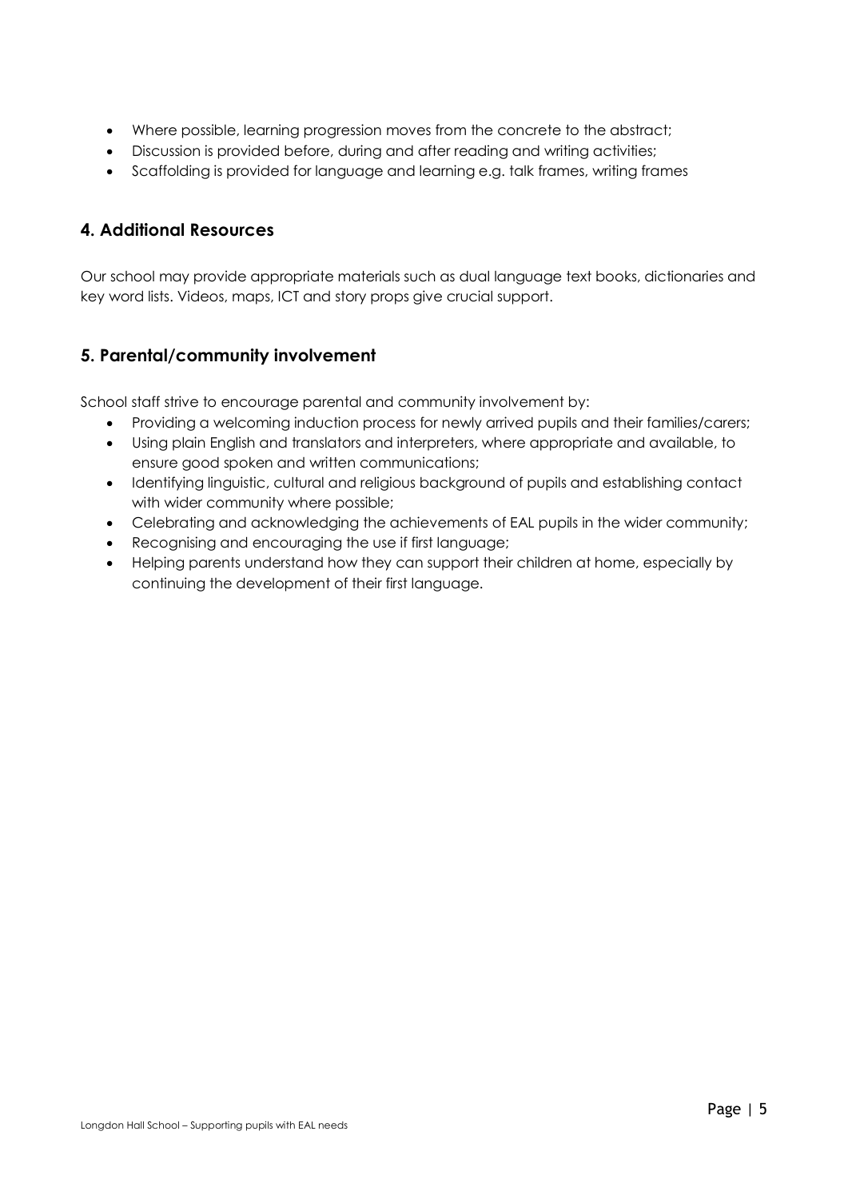- Where possible, learning progression moves from the concrete to the abstract;
- Discussion is provided before, during and after reading and writing activities;
- Scaffolding is provided for language and learning e.g. talk frames, writing frames

## 4. Additional Resources

Our school may provide appropriate materials such as dual language text books, dictionaries and key word lists. Videos, maps, ICT and story props give crucial support.

## 5. Parental/community involvement

School staff strive to encourage parental and community involvement by:

- Providing a welcoming induction process for newly arrived pupils and their families/carers;
- Using plain English and translators and interpreters, where appropriate and available, to ensure good spoken and written communications;
- Identifying linguistic, cultural and religious background of pupils and establishing contact with wider community where possible;
- Celebrating and acknowledging the achievements of EAL pupils in the wider community;
- Recognising and encouraging the use if first language;
- Helping parents understand how they can support their children at home, especially by continuing the development of their first language.